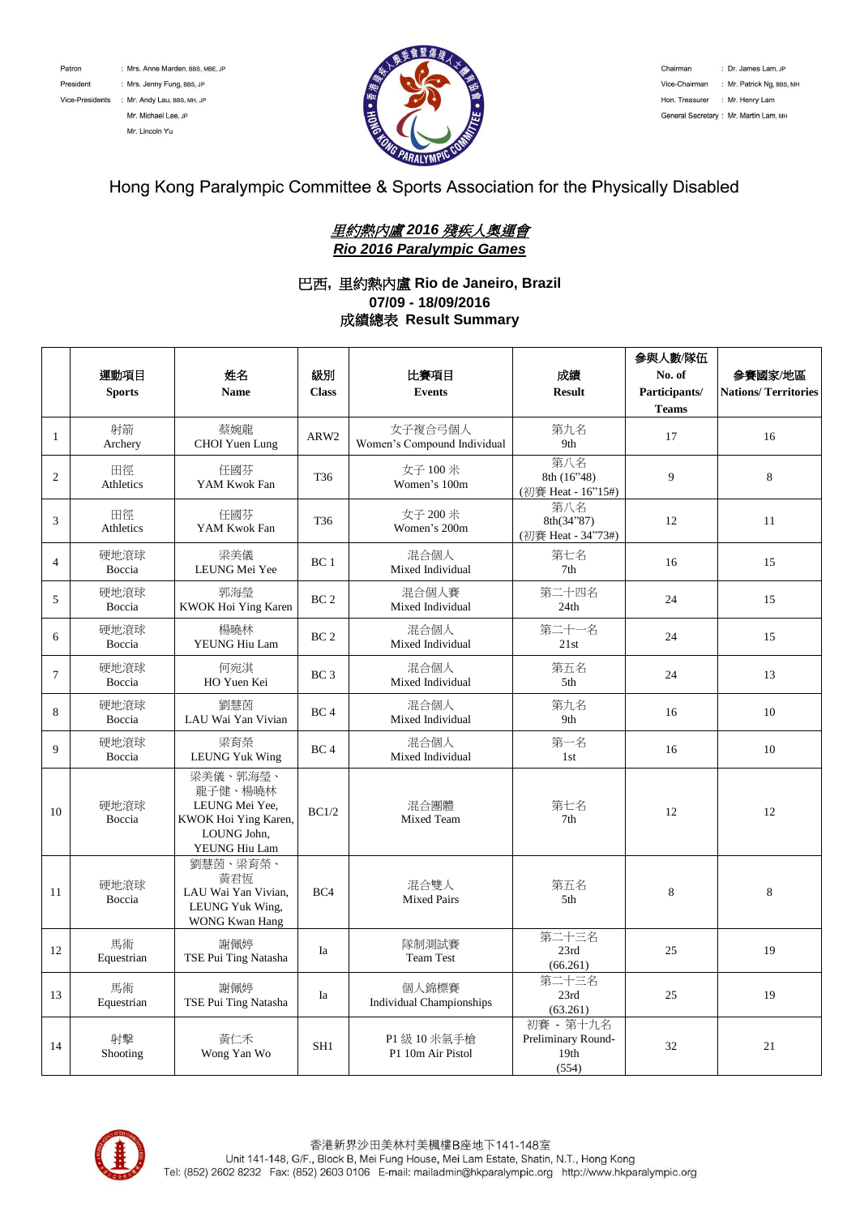Patron : Mrs. Anne Marden, BBS, MBE, JP
President : Mrs. Jenny Fung, BBS, JP
Vice-Presidents : Mr. Andy Lau, BBS, MH, JP
Mr. Michael Lee, JP
Mr. Lincoln Yu

Chairman : Dr. James Lam, JP
Vice-Chairman : Mr. Patrick Ng, BBS, MH
Hon. Treasurer : Mr. Henry Lam
General Secretary : Mr. Martin Lam, MH

Hong Kong Paralympic Committee & Sports Association for the Physically Disabled

## *里約熱內盧 2016 殘疾人奧運會*
## *Rio 2016 Paralympic Games*

### 巴西, 里約熱內盧 Rio de Janeiro, Brazil
### 07/09 - 18/09/2016
### 成績總表 Result Summary

| | 運動項目 Sports | 姓名 Name | 級別 Class | 比賽項目 Events | 成績 Result | 參與人數/隊伍 No. of Participants/ Teams | 參賽國家/地區 Nations/ Territories |
|---|---|---|---|---|---|---|---|
| 1 | 射箭 Archery | 蔡婉龍 CHOI Yuen Lung | ARW2 | 女子複合弓個人 Women's Compound Individual | 第九名 9th | 17 | 16 |
| 2 | 田徑 Athletics | 任國芬 YAM Kwok Fan | T36 | 女子 100 米 Women's 100m | 第八名 8th (16"48) (初賽 Heat - 16"15#) | 9 | 8 |
| 3 | 田徑 Athletics | 任國芬 YAM Kwok Fan | T36 | 女子 200 米 Women's 200m | 第八名 8th(34"87) (初賽 Heat - 34"73#) | 12 | 11 |
| 4 | 硬地滾球 Boccia | 梁美儀 LEUNG Mei Yee | BC 1 | 混合個人 Mixed Individual | 第七名 7th | 16 | 15 |
| 5 | 硬地滾球 Boccia | 郭海瑩 KWOK Hoi Ying Karen | BC 2 | 混合個人賽 Mixed Individual | 第二十四名 24th | 24 | 15 |
| 6 | 硬地滾球 Boccia | 楊曉林 YEUNG Hiu Lam | BC 2 | 混合個人 Mixed Individual | 第二十一名 21st | 24 | 15 |
| 7 | 硬地滾球 Boccia | 何宛淇 HO Yuen Kei | BC 3 | 混合個人 Mixed Individual | 第五名 5th | 24 | 13 |
| 8 | 硬地滾球 Boccia | 劉慧茵 LAU Wai Yan Vivian | BC 4 | 混合個人 Mixed Individual | 第九名 9th | 16 | 10 |
| 9 | 硬地滾球 Boccia | 梁育榮 LEUNG Yuk Wing | BC 4 | 混合個人 Mixed Individual | 第一名 1st | 16 | 10 |
| 10 | 硬地滾球 Boccia | 梁美儀、郭海瑩、龍子健、楊曉林 LEUNG Mei Yee, KWOK Hoi Ying Karen, LOUNG John, YEUNG Hiu Lam | BC1/2 | 混合團體 Mixed Team | 第七名 7th | 12 | 12 |
| 11 | 硬地滾球 Boccia | 劉慧茵、梁育榮、黃君恆 LAU Wai Yan Vivian, LEUNG Yuk Wing, WONG Kwan Hang | BC4 | 混合雙人 Mixed Pairs | 第五名 5th | 8 | 8 |
| 12 | 馬術 Equestrian | 謝佩婷 TSE Pui Ting Natasha | Ia | 隊制測試賽 Team Test | 第二十三名 23rd (66.261) | 25 | 19 |
| 13 | 馬術 Equestrian | 謝佩婷 TSE Pui Ting Natasha | Ia | 個人錦標賽 Individual Championships | 第二十三名 23rd (63.261) | 25 | 19 |
| 14 | 射擊 Shooting | 黃仁禾 Wong Yan Wo | SH1 | P1 級 10 米氣手槍 P1 10m Air Pistol | 初賽 - 第十九名 Preliminary Round- 19th (554) | 32 | 21 |

香港新界沙田美林村美楓樓B座地下141-148室
Unit 141-148, G/F., Block B, Mei Fung House, Mei Lam Estate, Shatin, N.T., Hong Kong
Tel: (852) 2602 8232 Fax: (852) 2603 0106 E-mail: mailadmin@hkparalympic.org http://www.hkparalympic.org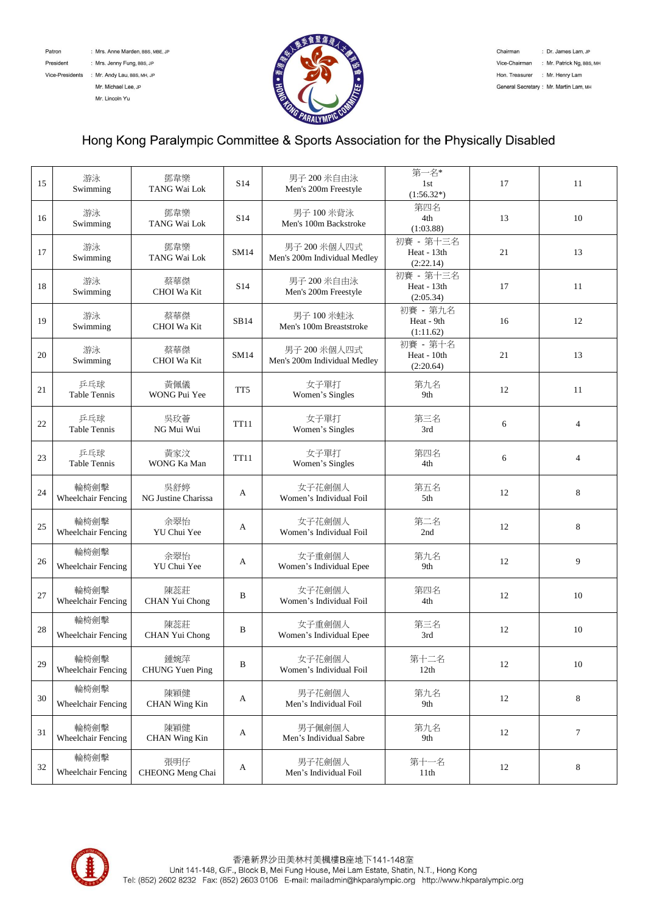Patron : Mrs. Anne Marden, BBS, MBE, JP
President : Mrs. Jenny Fung, BBS, JP
Vice-Presidents : Mr. Andy Lau, BBS, MH, JP
Mr. Michael Lee, JP
Mr. Lincoln Yu

Chairman : Dr. James Lam, JP
Vice-Chairman : Mr. Patrick Ng, BBS, MH
Hon. Treasurer : Mr. Henry Lam
General Secretary : Mr. Martin Lam, MH

# Hong Kong Paralympic Committee & Sports Association for the Physically Disabled

| | | | | | | | |
|---|---|---|---|---|---|---|---|
| 15 | 游泳 Swimming | 鄧韋樂 TANG Wai Lok | S14 | 男子 200 米自由泳 Men's 200m Freestyle | 第一名* 1st (1:56.32*) | 17 | 11 |
| 16 | 游泳 Swimming | 鄧韋樂 TANG Wai Lok | S14 | 男子 100 米背泳 Men's 100m Backstroke | 第四名 4th (1:03.88) | 13 | 10 |
| 17 | 游泳 Swimming | 鄧韋樂 TANG Wai Lok | SM14 | 男子 200 米個人四式 Men's 200m Individual Medley | 初賽 - 第十三名 Heat - 13th (2:22.14) | 21 | 13 |
| 18 | 游泳 Swimming | 蔡華傑 CHOI Wa Kit | S14 | 男子 200 米自由泳 Men's 200m Freestyle | 初賽 - 第十三名 Heat - 13th (2:05.34) | 17 | 11 |
| 19 | 游泳 Swimming | 蔡華傑 CHOI Wa Kit | SB14 | 男子 100 米蛙泳 Men's 100m Breaststroke | 初賽 - 第九名 Heat - 9th (1:11.62) | 16 | 12 |
| 20 | 游泳 Swimming | 蔡華傑 CHOI Wa Kit | SM14 | 男子 200 米個人四式 Men's 200m Individual Medley | 初賽 - 第十名 Heat - 10th (2:20.64) | 21 | 13 |
| 21 | 乒乓球 Table Tennis | 黃佩儀 WONG Pui Yee | TT5 | 女子單打 Women's Singles | 第九名 9th | 12 | 11 |
| 22 | 乒乓球 Table Tennis | 吳玫薈 NG Mui Wui | TT11 | 女子單打 Women's Singles | 第三名 3rd | 6 | 4 |
| 23 | 乒乓球 Table Tennis | 黃家汶 WONG Ka Man | TT11 | 女子單打 Women's Singles | 第四名 4th | 6 | 4 |
| 24 | 輪椅劍擊 Wheelchair Fencing | 吳舒婷 NG Justine Charissa | A | 女子花劍個人 Women's Individual Foil | 第五名 5th | 12 | 8 |
| 25 | 輪椅劍擊 Wheelchair Fencing | 余翠怡 YU Chui Yee | A | 女子花劍個人 Women's Individual Foil | 第二名 2nd | 12 | 8 |
| 26 | 輪椅劍擊 Wheelchair Fencing | 余翠怡 YU Chui Yee | A | 女子重劍個人 Women's Individual Epee | 第九名 9th | 12 | 9 |
| 27 | 輪椅劍擊 Wheelchair Fencing | 陳蕊莊 CHAN Yui Chong | B | 女子花劍個人 Women's Individual Foil | 第四名 4th | 12 | 10 |
| 28 | 輪椅劍擊 Wheelchair Fencing | 陳蕊莊 CHAN Yui Chong | B | 女子重劍個人 Women's Individual Epee | 第三名 3rd | 12 | 10 |
| 29 | 輪椅劍擊 Wheelchair Fencing | 鍾婉萍 CHUNG Yuen Ping | B | 女子花劍個人 Women's Individual Foil | 第十二名 12th | 12 | 10 |
| 30 | 輪椅劍擊 Wheelchair Fencing | 陳穎健 CHAN Wing Kin | A | 男子花劍個人 Men's Individual Foil | 第九名 9th | 12 | 8 |
| 31 | 輪椅劍擊 Wheelchair Fencing | 陳穎健 CHAN Wing Kin | A | 男子佩劍個人 Men's Individual Sabre | 第九名 9th | 12 | 7 |
| 32 | 輪椅劍擊 Wheelchair Fencing | 張明仔 CHEONG Meng Chai | A | 男子花劍個人 Men's Individual Foil | 第十一名 11th | 12 | 8 |

香港新界沙田美林村美楓樓B座地下141-148室
Unit 141-148, G/F., Block B, Mei Fung House, Mei Lam Estate, Shatin, N.T., Hong Kong
Tel: (852) 2602 8232 Fax: (852) 2603 0106 E-mail: mailadmin@hkparalympic.org http://www.hkparalympic.org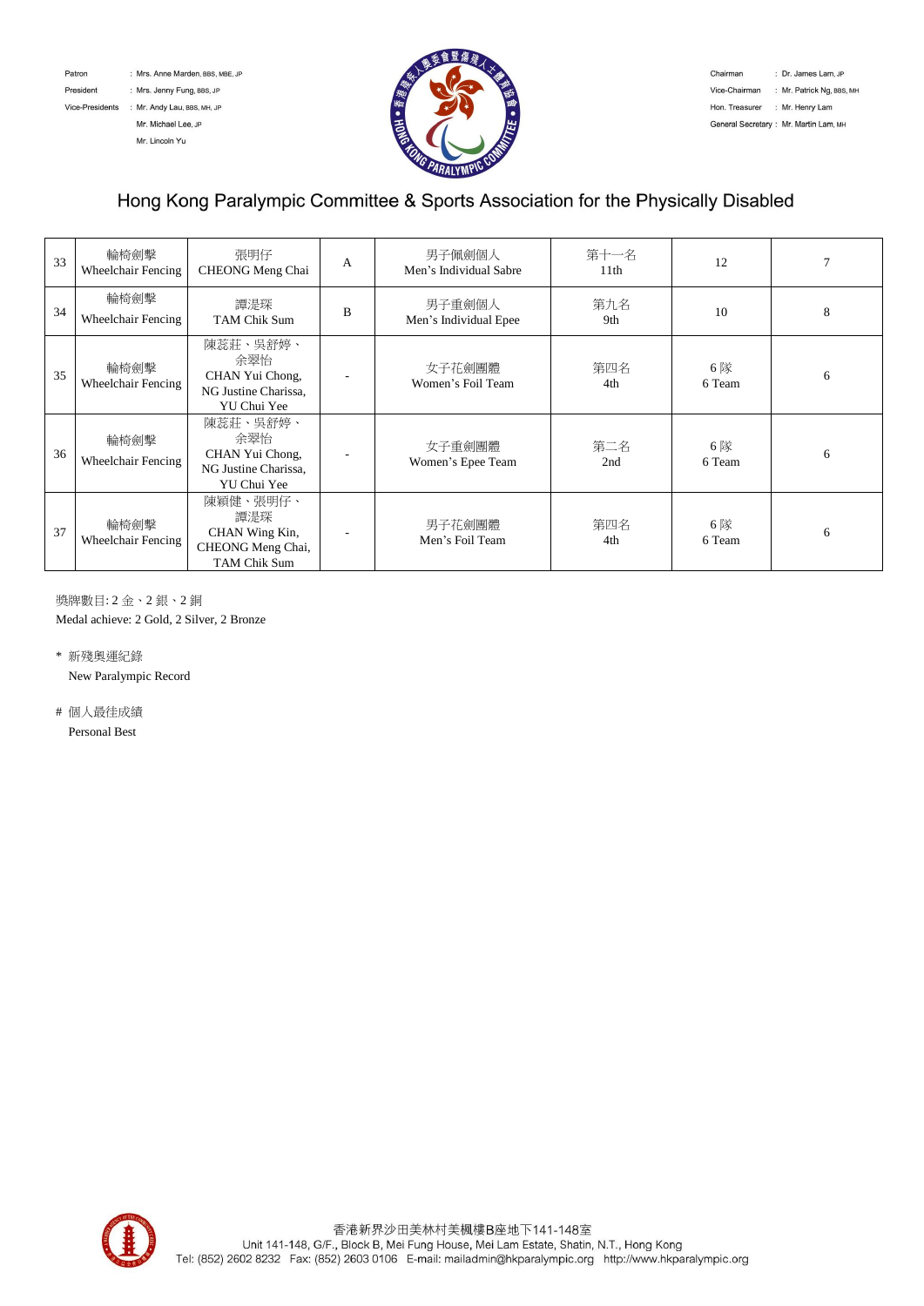Patron : Mrs. Anne Marden, BBS, MBE, JP
President : Mrs. Jenny Fung, BBS, JP
Vice-Presidents : Mr. Andy Lau, BBS, MH, JP
Mr. Michael Lee, JP
Mr. Lincoln Yu

Chairman : Dr. James Lam, JP
Vice-Chairman : Mr. Patrick Ng, BBS, MH
Hon. Treasurer : Mr. Henry Lam
General Secretary : Mr. Martin Lam, MH

# Hong Kong Paralympic Committee & Sports Association for the Physically Disabled

| | | | | | | | |
|---|---|---|---|---|---|---|---|
| 33 | 輪椅劍擊 Wheelchair Fencing | 張明仔 CHEONG Meng Chai | A | 男子佩劍個人 Men's Individual Sabre | 第十一名 11th | 12 | 7 |
| 34 | 輪椅劍擊 Wheelchair Fencing | 譚湜琛 TAM Chik Sum | B | 男子重劍個人 Men's Individual Epee | 第九名 9th | 10 | 8 |
| 35 | 輪椅劍擊 Wheelchair Fencing | 陳蕊莊、吳舒婷、余翠怡 CHAN Yui Chong, NG Justine Charissa, YU Chui Yee | - | 女子花劍團體 Women's Foil Team | 第四名 4th | 6 隊 6 Team | 6 |
| 36 | 輪椅劍擊 Wheelchair Fencing | 陳蕊莊、吳舒婷、余翠怡 CHAN Yui Chong, NG Justine Charissa, YU Chui Yee | - | 女子重劍團體 Women's Epee Team | 第二名 2nd | 6 隊 6 Team | 6 |
| 37 | 輪椅劍擊 Wheelchair Fencing | 陳穎健、張明仔、譚湜琛 CHAN Wing Kin, CHEONG Meng Chai, TAM Chik Sum | - | 男子花劍團體 Men's Foil Team | 第四名 4th | 6 隊 6 Team | 6 |

獎牌數目: 2 金、2 銀、2 銅
Medal achieve: 2 Gold, 2 Silver, 2 Bronze

\* 新殘奧運紀錄
New Paralympic Record

\# 個人最佳成績
Personal Best

香港新界沙田美林村美楓樓B座地下141-148室
Unit 141-148, G/F., Block B, Mei Fung House, Mei Lam Estate, Shatin, N.T., Hong Kong
Tel: (852) 2602 8232 Fax: (852) 2603 0106 E-mail: mailadmin@hkparalympic.org http://www.hkparalympic.org